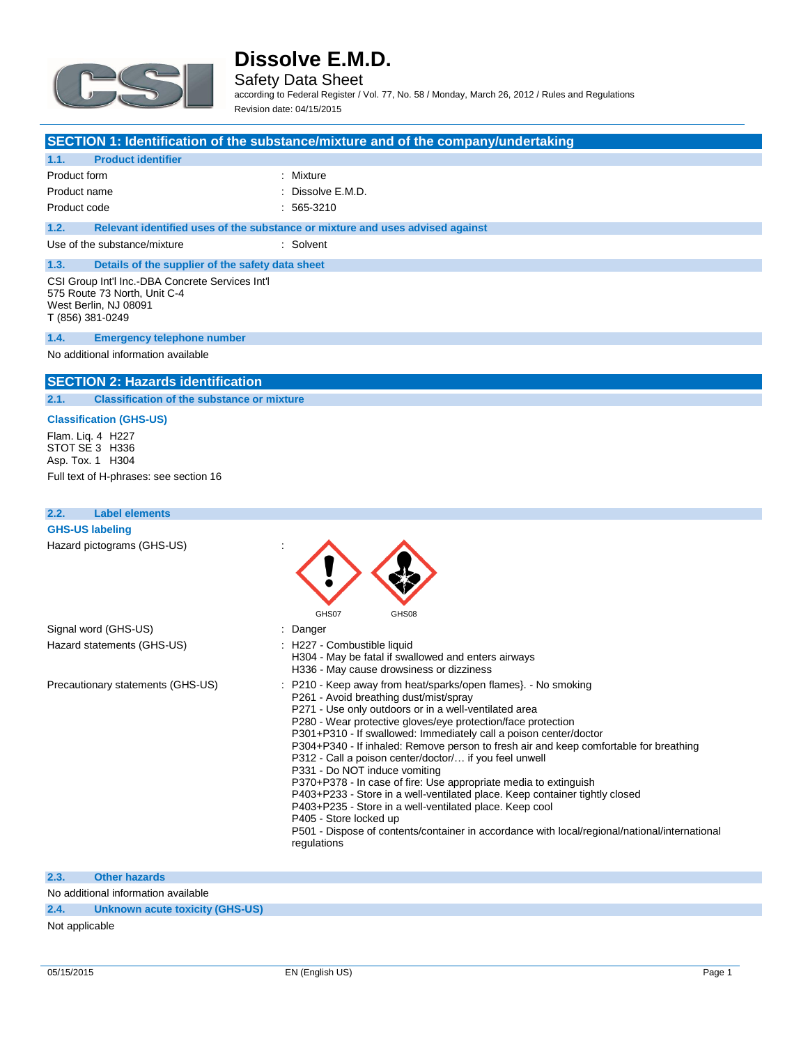# Dissolve E.M.D.

Safety Data Sheet

according to Federal Register / Vol. 77, No. 58 / Monday, March 26, 2012 / Rules and Regulations

Revision date: 04/15/2015

## SECTION 1: Identification of the substance/mixture and of the company/undertaking

### 1.1. Product identifier

| | |
|---|---|
| Product form | : Mixture |
| Product name | : Dissolve E.M.D. |
| Product code | : 565-3210 |

### 1.2. Relevant identified uses of the substance or mixture and uses advised against

| | |
|---|---|
| Use of the substance/mixture | : Solvent |

### 1.3. Details of the supplier of the safety data sheet

CSI Group Int'l Inc.-DBA Concrete Services Int'l
575 Route 73 North, Unit C-4
West Berlin, NJ 08091
T (856) 381-0249

### 1.4. Emergency telephone number

No additional information available

## SECTION 2: Hazards identification

### 2.1. Classification of the substance or mixture

**Classification (GHS-US)**

Flam. Liq. 4 H227
STOT SE 3 H336
Asp. Tox. 1 H304

Full text of H-phrases: see section 16

### 2.2. Label elements

**GHS-US labeling**

Hazard pictograms (GHS-US) : GHS07 GHS08

Signal word (GHS-US) : Danger

Hazard statements (GHS-US) :
- H227 - Combustible liquid
- H304 - May be fatal if swallowed and enters airways
- H336 - May cause drowsiness or dizziness

Precautionary statements (GHS-US) :
- P210 - Keep away from heat/sparks/open flames}. - No smoking
- P261 - Avoid breathing dust/mist/spray
- P271 - Use only outdoors or in a well-ventilated area
- P280 - Wear protective gloves/eye protection/face protection
- P301+P310 - If swallowed: Immediately call a poison center/doctor
- P304+P340 - If inhaled: Remove person to fresh air and keep comfortable for breathing
- P312 - Call a poison center/doctor/… if you feel unwell
- P331 - Do NOT induce vomiting
- P370+P378 - In case of fire: Use appropriate media to extinguish
- P403+P233 - Store in a well-ventilated place. Keep container tightly closed
- P403+P235 - Store in a well-ventilated place. Keep cool
- P405 - Store locked up
- P501 - Dispose of contents/container in accordance with local/regional/national/international regulations

### 2.3. Other hazards

No additional information available

### 2.4. Unknown acute toxicity (GHS-US)

Not applicable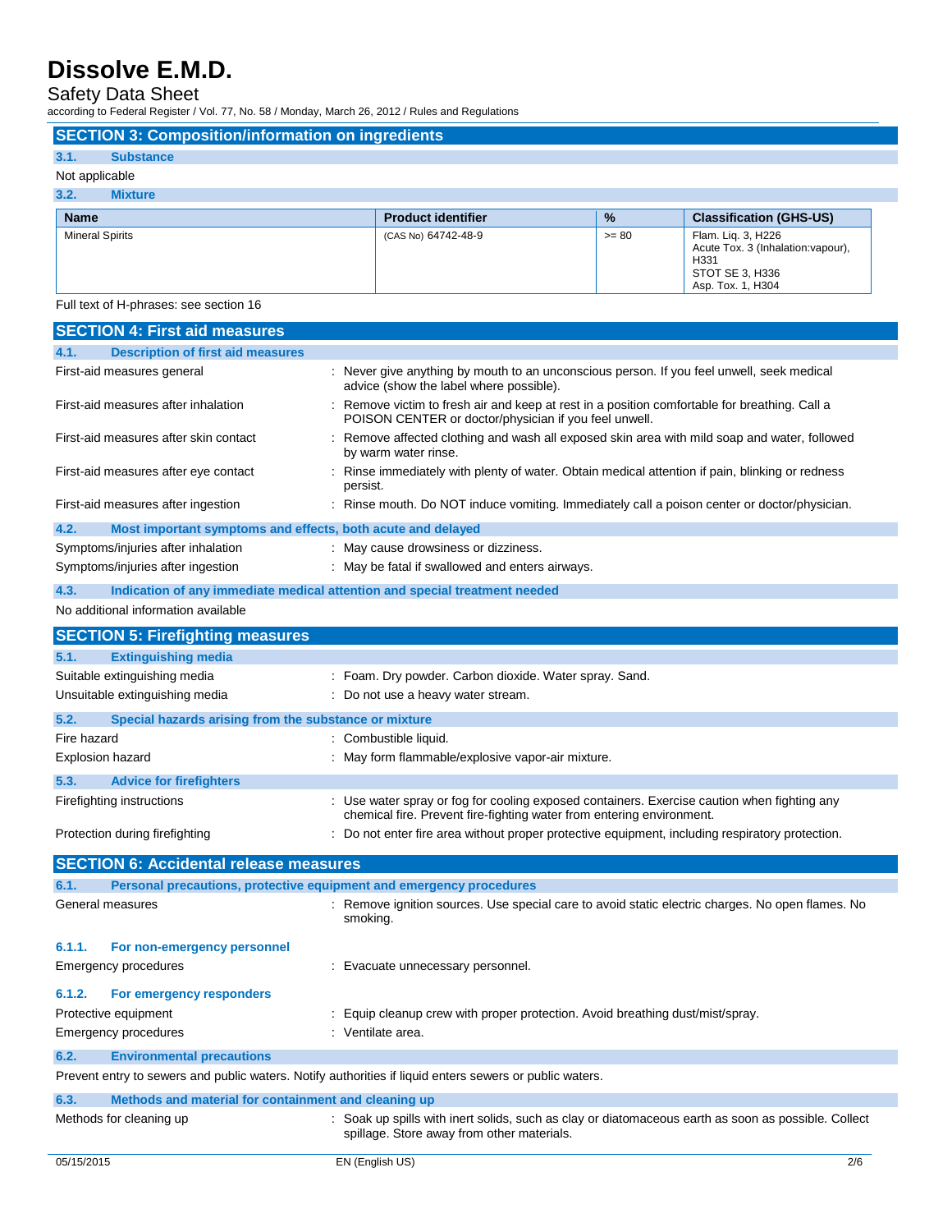## SECTION 3: Composition/information on ingredients

### 3.1. Substance

Not applicable

### 3.2. Mixture

| Name | Product identifier | % | Classification (GHS-US) |
|---|---|---|---|
| Mineral Spirits | (CAS No) 64742-48-9 | >= 80 | Flam. Liq. 3, H226<br>Acute Tox. 3 (Inhalation:vapour), H331<br>STOT SE 3, H336<br>Asp. Tox. 1, H304 |

Full text of H-phrases: see section 16

## SECTION 4: First aid measures

### 4.1. Description of first aid measures

First-aid measures general : Never give anything by mouth to an unconscious person. If you feel unwell, seek medical advice (show the label where possible).

First-aid measures after inhalation : Remove victim to fresh air and keep at rest in a position comfortable for breathing. Call a POISON CENTER or doctor/physician if you feel unwell.

First-aid measures after skin contact : Remove affected clothing and wash all exposed skin area with mild soap and water, followed by warm water rinse.

First-aid measures after eye contact : Rinse immediately with plenty of water. Obtain medical attention if pain, blinking or redness persist.

First-aid measures after ingestion : Rinse mouth. Do NOT induce vomiting. Immediately call a poison center or doctor/physician.

### 4.2. Most important symptoms and effects, both acute and delayed

Symptoms/injuries after inhalation : May cause drowsiness or dizziness.

Symptoms/injuries after ingestion : May be fatal if swallowed and enters airways.

### 4.3. Indication of any immediate medical attention and special treatment needed

No additional information available

## SECTION 5: Firefighting measures

### 5.1. Extinguishing media

Suitable extinguishing media : Foam. Dry powder. Carbon dioxide. Water spray. Sand.

Unsuitable extinguishing media : Do not use a heavy water stream.

### 5.2. Special hazards arising from the substance or mixture

Fire hazard : Combustible liquid.

Explosion hazard : May form flammable/explosive vapor-air mixture.

### 5.3. Advice for firefighters

Firefighting instructions : Use water spray or fog for cooling exposed containers. Exercise caution when fighting any chemical fire. Prevent fire-fighting water from entering environment.

Protection during firefighting : Do not enter fire area without proper protective equipment, including respiratory protection.

## SECTION 6: Accidental release measures

### 6.1. Personal precautions, protective equipment and emergency procedures

General measures : Remove ignition sources. Use special care to avoid static electric charges. No open flames. No smoking.

#### 6.1.1. For non-emergency personnel

Emergency procedures : Evacuate unnecessary personnel.

#### 6.1.2. For emergency responders

Protective equipment : Equip cleanup crew with proper protection. Avoid breathing dust/mist/spray.

Emergency procedures : Ventilate area.

### 6.2. Environmental precautions

Prevent entry to sewers and public waters. Notify authorities if liquid enters sewers or public waters.

### 6.3. Methods and material for containment and cleaning up

Methods for cleaning up : Soak up spills with inert solids, such as clay or diatomaceous earth as soon as possible. Collect spillage. Store away from other materials.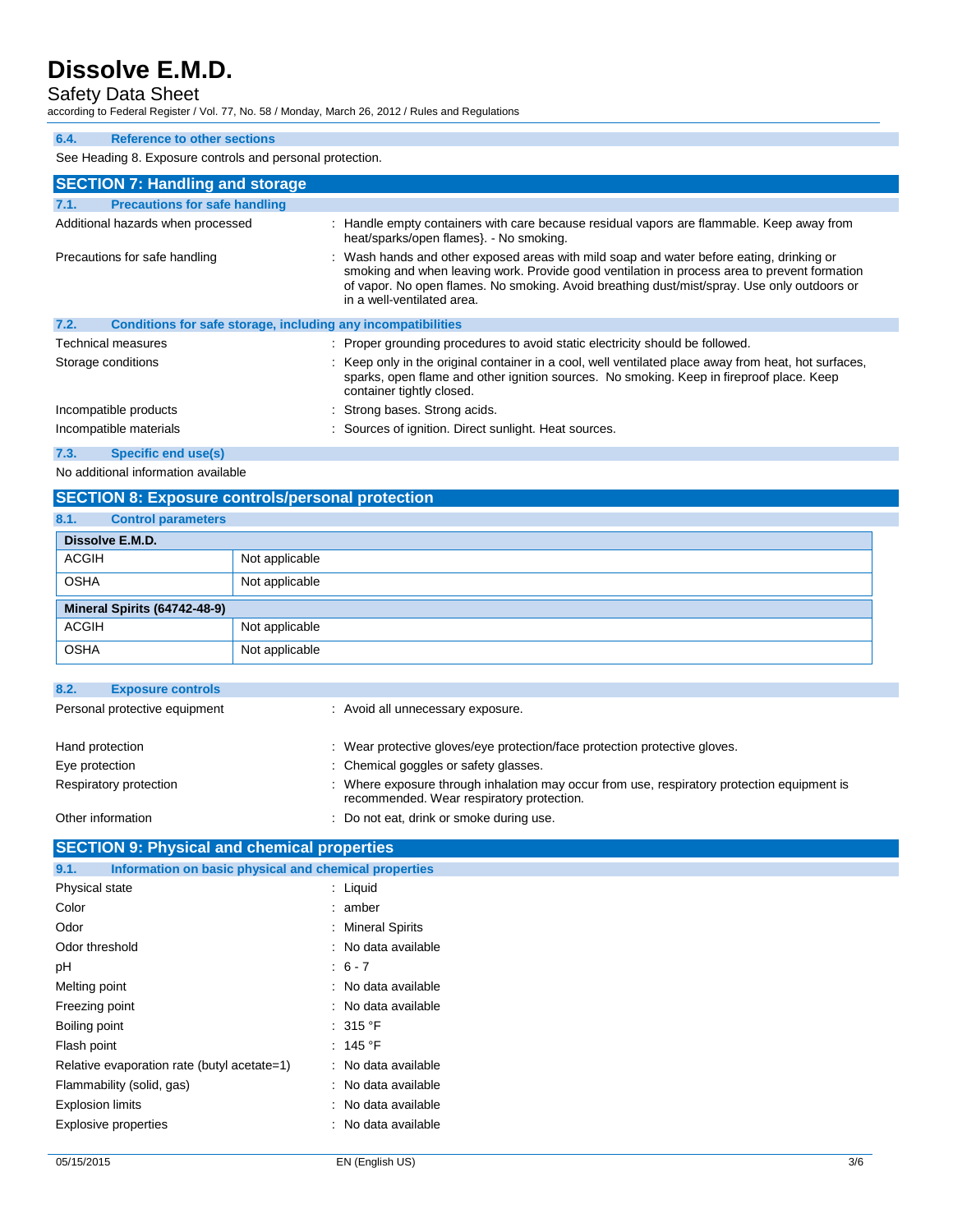### 6.4. Reference to other sections

See Heading 8. Exposure controls and personal protection.

## SECTION 7: Handling and storage

### 7.1. Precautions for safe handling

Additional hazards when processed : Handle empty containers with care because residual vapors are flammable. Keep away from heat/sparks/open flames}. - No smoking.

Precautions for safe handling : Wash hands and other exposed areas with mild soap and water before eating, drinking or smoking and when leaving work. Provide good ventilation in process area to prevent formation of vapor. No open flames. No smoking. Avoid breathing dust/mist/spray. Use only outdoors or in a well-ventilated area.

### 7.2. Conditions for safe storage, including any incompatibilities

Technical measures : Proper grounding procedures to avoid static electricity should be followed.

Storage conditions : Keep only in the original container in a cool, well ventilated place away from heat, hot surfaces, sparks, open flame and other ignition sources. No smoking. Keep in fireproof place. Keep container tightly closed.

Incompatible products : Strong bases. Strong acids.

Incompatible materials : Sources of ignition. Direct sunlight. Heat sources.

### 7.3. Specific end use(s)

No additional information available

## SECTION 8: Exposure controls/personal protection

### 8.1. Control parameters

| Dissolve E.M.D. | |
|---|---|
| ACGIH | Not applicable |
| OSHA | Not applicable |

| Mineral Spirits (64742-48-9) | |
|---|---|
| ACGIH | Not applicable |
| OSHA | Not applicable |

### 8.2. Exposure controls

Personal protective equipment : Avoid all unnecessary exposure.

Hand protection : Wear protective gloves/eye protection/face protection protective gloves.

Eye protection : Chemical goggles or safety glasses.

Respiratory protection : Where exposure through inhalation may occur from use, respiratory protection equipment is recommended. Wear respiratory protection.

Other information : Do not eat, drink or smoke during use.

## SECTION 9: Physical and chemical properties

### 9.1. Information on basic physical and chemical properties

| | |
|---|---|
| Physical state | : Liquid |
| Color | : amber |
| Odor | : Mineral Spirits |
| Odor threshold | : No data available |
| pH | : 6 - 7 |
| Melting point | : No data available |
| Freezing point | : No data available |
| Boiling point | : 315 °F |
| Flash point | : 145 °F |
| Relative evaporation rate (butyl acetate=1) | : No data available |
| Flammability (solid, gas) | : No data available |
| Explosion limits | : No data available |
| Explosive properties | : No data available |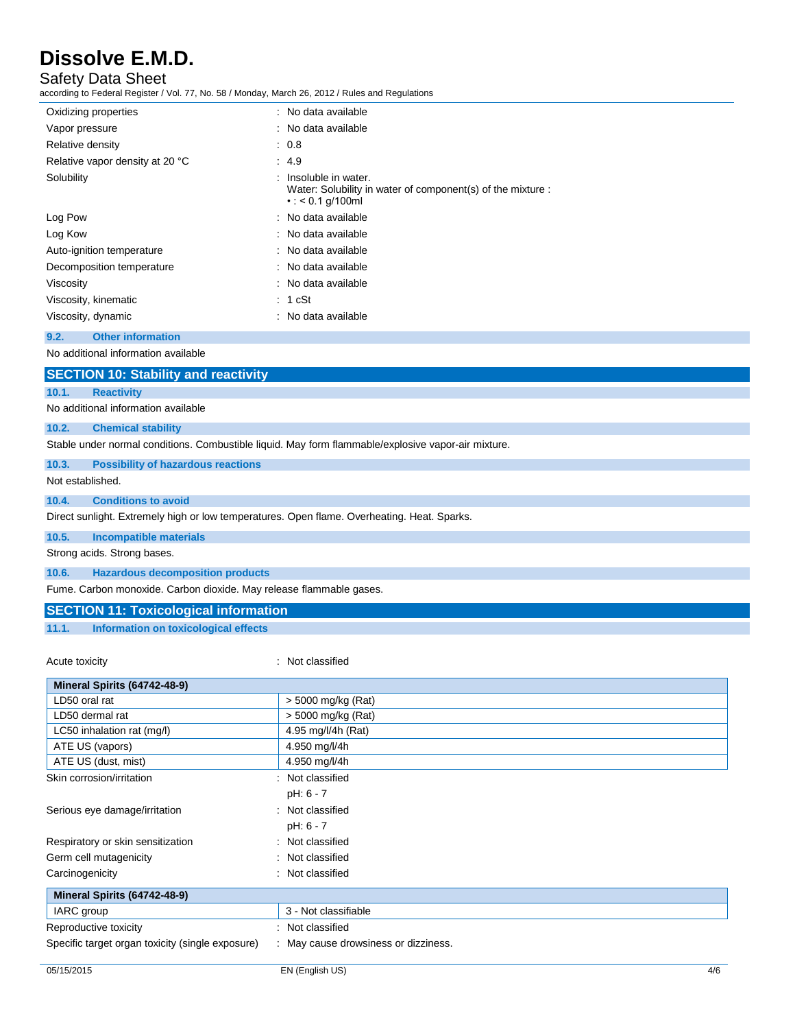| | |
|---|---|
| Oxidizing properties | : No data available |
| Vapor pressure | : No data available |
| Relative density | : 0.8 |
| Relative vapor density at 20 °C | : 4.9 |
| Solubility | : Insoluble in water.<br>Water: Solubility in water of component(s) of the mixture :<br>• : < 0.1 g/100ml |
| Log Pow | : No data available |
| Log Kow | : No data available |
| Auto-ignition temperature | : No data available |
| Decomposition temperature | : No data available |
| Viscosity | : No data available |
| Viscosity, kinematic | : 1 cSt |
| Viscosity, dynamic | : No data available |

### 9.2. Other information

No additional information available

## SECTION 10: Stability and reactivity

### 10.1. Reactivity

No additional information available

### 10.2. Chemical stability

Stable under normal conditions. Combustible liquid. May form flammable/explosive vapor-air mixture.

### 10.3. Possibility of hazardous reactions

Not established.

### 10.4. Conditions to avoid

Direct sunlight. Extremely high or low temperatures. Open flame. Overheating. Heat. Sparks.

### 10.5. Incompatible materials

Strong acids. Strong bases.

### 10.6. Hazardous decomposition products

Fume. Carbon monoxide. Carbon dioxide. May release flammable gases.

## SECTION 11: Toxicological information

### 11.1. Information on toxicological effects

Acute toxicity : Not classified

| Mineral Spirits (64742-48-9) | |
|---|---|
| LD50 oral rat | > 5000 mg/kg (Rat) |
| LD50 dermal rat | > 5000 mg/kg (Rat) |
| LC50 inhalation rat (mg/l) | 4.95 mg/l/4h (Rat) |
| ATE US (vapors) | 4.950 mg/l/4h |
| ATE US (dust, mist) | 4.950 mg/l/4h |

| | |
|---|---|
| Skin corrosion/irritation | : Not classified<br>pH: 6 - 7 |
| Serious eye damage/irritation | : Not classified<br>pH: 6 - 7 |
| Respiratory or skin sensitization | : Not classified |
| Germ cell mutagenicity | : Not classified |
| Carcinogenicity | : Not classified |

| Mineral Spirits (64742-48-9) | |
|---|---|
| IARC group | 3 - Not classifiable |

| | |
|---|---|
| Reproductive toxicity | : Not classified |
| Specific target organ toxicity (single exposure) | : May cause drowsiness or dizziness. |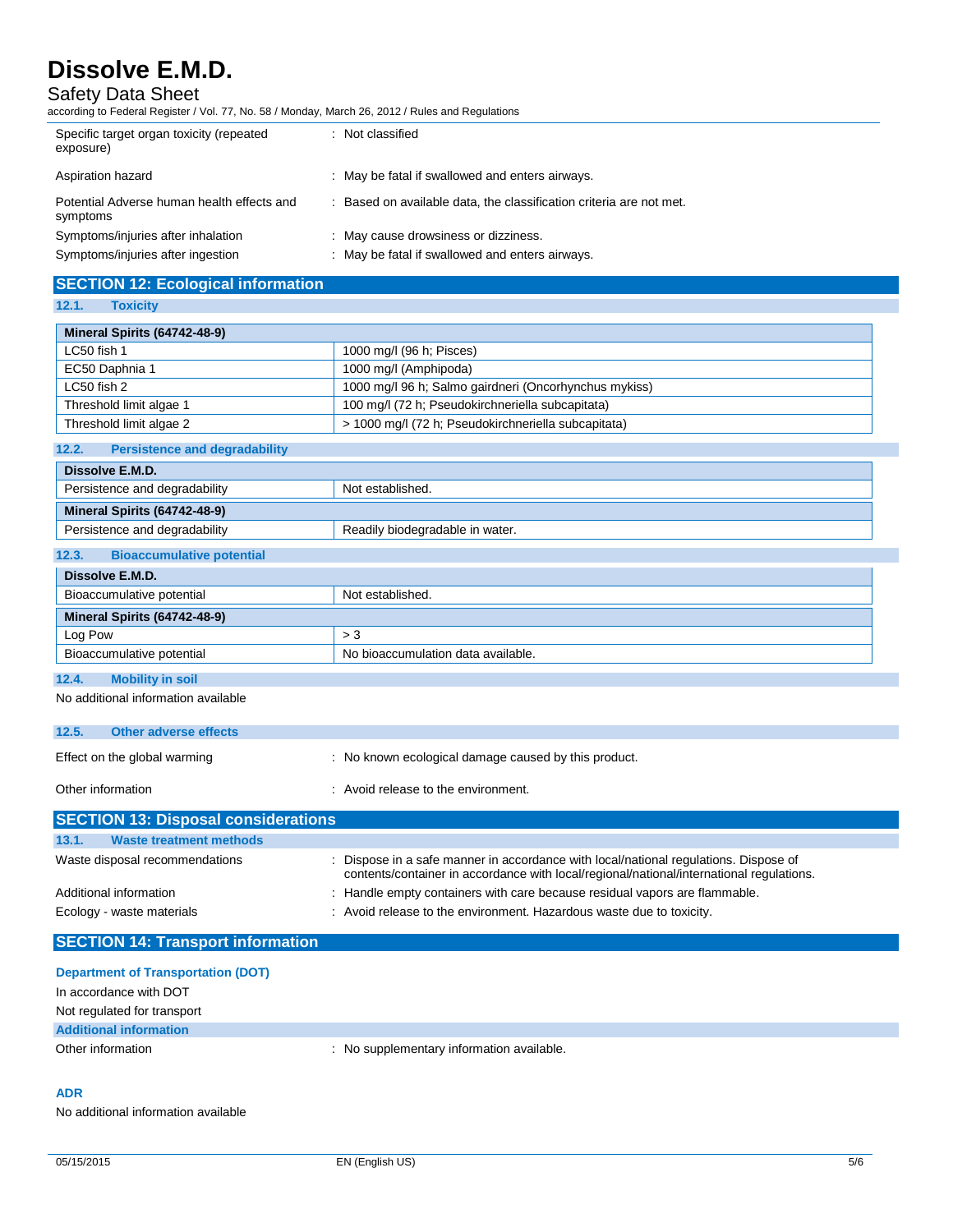| | |
|---|---|
| Specific target organ toxicity (repeated exposure) | : Not classified |
| Aspiration hazard | : May be fatal if swallowed and enters airways. |
| Potential Adverse human health effects and symptoms | : Based on available data, the classification criteria are not met. |
| Symptoms/injuries after inhalation | : May cause drowsiness or dizziness. |
| Symptoms/injuries after ingestion | : May be fatal if swallowed and enters airways. |

## SECTION 12: Ecological information

### 12.1. Toxicity

| Mineral Spirits (64742-48-9) | |
|---|---|
| LC50 fish 1 | 1000 mg/l (96 h; Pisces) |
| EC50 Daphnia 1 | 1000 mg/l (Amphipoda) |
| LC50 fish 2 | 1000 mg/l 96 h; Salmo gairdneri (Oncorhynchus mykiss) |
| Threshold limit algae 1 | 100 mg/l (72 h; Pseudokirchneriella subcapitata) |
| Threshold limit algae 2 | > 1000 mg/l (72 h; Pseudokirchneriella subcapitata) |

### 12.2. Persistence and degradability

| Dissolve E.M.D. | |
|---|---|
| Persistence and degradability | Not established. |
| **Mineral Spirits (64742-48-9)** | |
| Persistence and degradability | Readily biodegradable in water. |

### 12.3. Bioaccumulative potential

| Dissolve E.M.D. | |
|---|---|
| Bioaccumulative potential | Not established. |
| **Mineral Spirits (64742-48-9)** | |
| Log Pow | > 3 |
| Bioaccumulative potential | No bioaccumulation data available. |

### 12.4. Mobility in soil

No additional information available

### 12.5. Other adverse effects

| | |
|---|---|
| Effect on the global warming | : No known ecological damage caused by this product. |
| Other information | : Avoid release to the environment. |

## SECTION 13: Disposal considerations

### 13.1. Waste treatment methods

| | |
|---|---|
| Waste disposal recommendations | : Dispose in a safe manner in accordance with local/national regulations. Dispose of contents/container in accordance with local/regional/national/international regulations. |
| Additional information | : Handle empty containers with care because residual vapors are flammable. |
| Ecology - waste materials | : Avoid release to the environment. Hazardous waste due to toxicity. |

## SECTION 14: Transport information

### Department of Transportation (DOT)

In accordance with DOT

Not regulated for transport

### Additional information

| | |
|---|---|
| Other information | : No supplementary information available. |

### ADR

No additional information available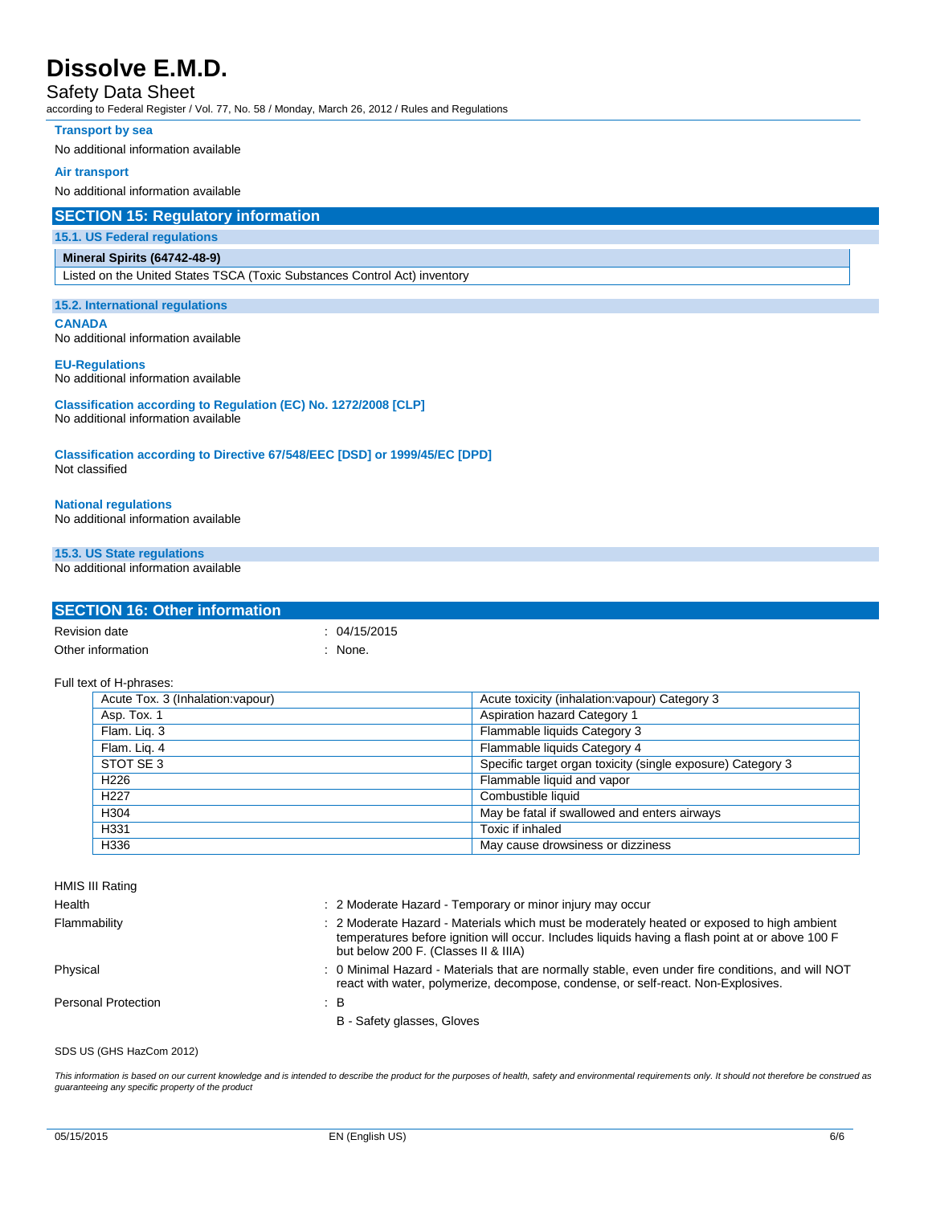#### Transport by sea

No additional information available

#### Air transport

No additional information available

## SECTION 15: Regulatory information

### 15.1. US Federal regulations

| **Mineral Spirits (64742-48-9)** |
| --- |
| Listed on the United States TSCA (Toxic Substances Control Act) inventory |

### 15.2. International regulations

#### CANADA

No additional information available

#### EU-Regulations

No additional information available

#### Classification according to Regulation (EC) No. 1272/2008 [CLP]

No additional information available

#### Classification according to Directive 67/548/EEC [DSD] or 1999/45/EC [DPD]

Not classified

#### National regulations

No additional information available

### 15.3. US State regulations

No additional information available

## SECTION 16: Other information

Revision date : 04/15/2015

Other information : None.

Full text of H-phrases:

| | |
| --- | --- |
| Acute Tox. 3 (Inhalation:vapour) | Acute toxicity (inhalation:vapour) Category 3 |
| Asp. Tox. 1 | Aspiration hazard Category 1 |
| Flam. Liq. 3 | Flammable liquids Category 3 |
| Flam. Liq. 4 | Flammable liquids Category 4 |
| STOT SE 3 | Specific target organ toxicity (single exposure) Category 3 |
| H226 | Flammable liquid and vapor |
| H227 | Combustible liquid |
| H304 | May be fatal if swallowed and enters airways |
| H331 | Toxic if inhaled |
| H336 | May cause drowsiness or dizziness |

HMIS III Rating

Health : 2 Moderate Hazard - Temporary or minor injury may occur

Flammability : 2 Moderate Hazard - Materials which must be moderately heated or exposed to high ambient temperatures before ignition will occur. Includes liquids having a flash point at or above 100 F but below 200 F. (Classes II & IIIA)

Physical : 0 Minimal Hazard - Materials that are normally stable, even under fire conditions, and will NOT react with water, polymerize, decompose, condense, or self-react. Non-Explosives.

Personal Protection : B

B - Safety glasses, Gloves

SDS US (GHS HazCom 2012)

*This information is based on our current knowledge and is intended to describe the product for the purposes of health, safety and environmental requirements only. It should not therefore be construed as guaranteeing any specific property of the product*